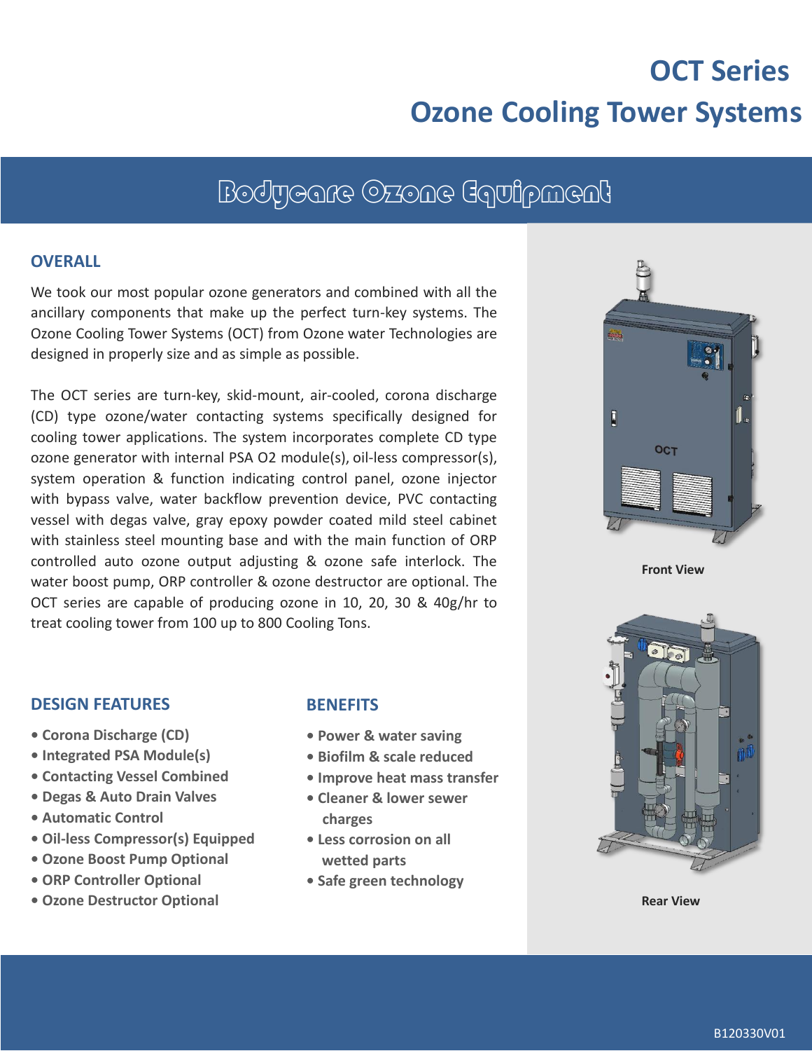# OCT Series
# Ozone Cooling Tower Systems

## Bodycare Ozone Equipment

### OVERALL

We took our most popular ozone generators and combined with all the ancillary components that make up the perfect turn-key systems. The Ozone Cooling Tower Systems (OCT) from Ozone water Technologies are designed in properly size and as simple as possible.

The OCT series are turn-key, skid-mount, air-cooled, corona discharge (CD) type ozone/water contacting systems specifically designed for cooling tower applications. The system incorporates complete CD type ozone generator with internal PSA O2 module(s), oil-less compressor(s), system operation & function indicating control panel, ozone injector with bypass valve, water backflow prevention device, PVC contacting vessel with degas valve, gray epoxy powder coated mild steel cabinet with stainless steel mounting base and with the main function of ORP controlled auto ozone output adjusting & ozone safe interlock. The water boost pump, ORP controller & ozone destructor are optional. The OCT series are capable of producing ozone in 10, 20, 30 & 40g/hr to treat cooling tower from 100 up to 800 Cooling Tons.

### DESIGN FEATURES

- **Corona Discharge (CD)**
- **Integrated PSA Module(s)**
- **Contacting Vessel Combined**
- **Degas & Auto Drain Valves**
- **Automatic Control**
- **Oil-less Compressor(s) Equipped**
- **Ozone Boost Pump Optional**
- **ORP Controller Optional**
- **Ozone Destructor Optional**

### BENEFITS

- **Power & water saving**
- **Biofilm & scale reduced**
- **Improve heat mass transfer**
- **Cleaner & lower sewer charges**
- **Less corrosion on all wetted parts**
- **Safe green technology**

**Front View**

**Rear View**

B120330V01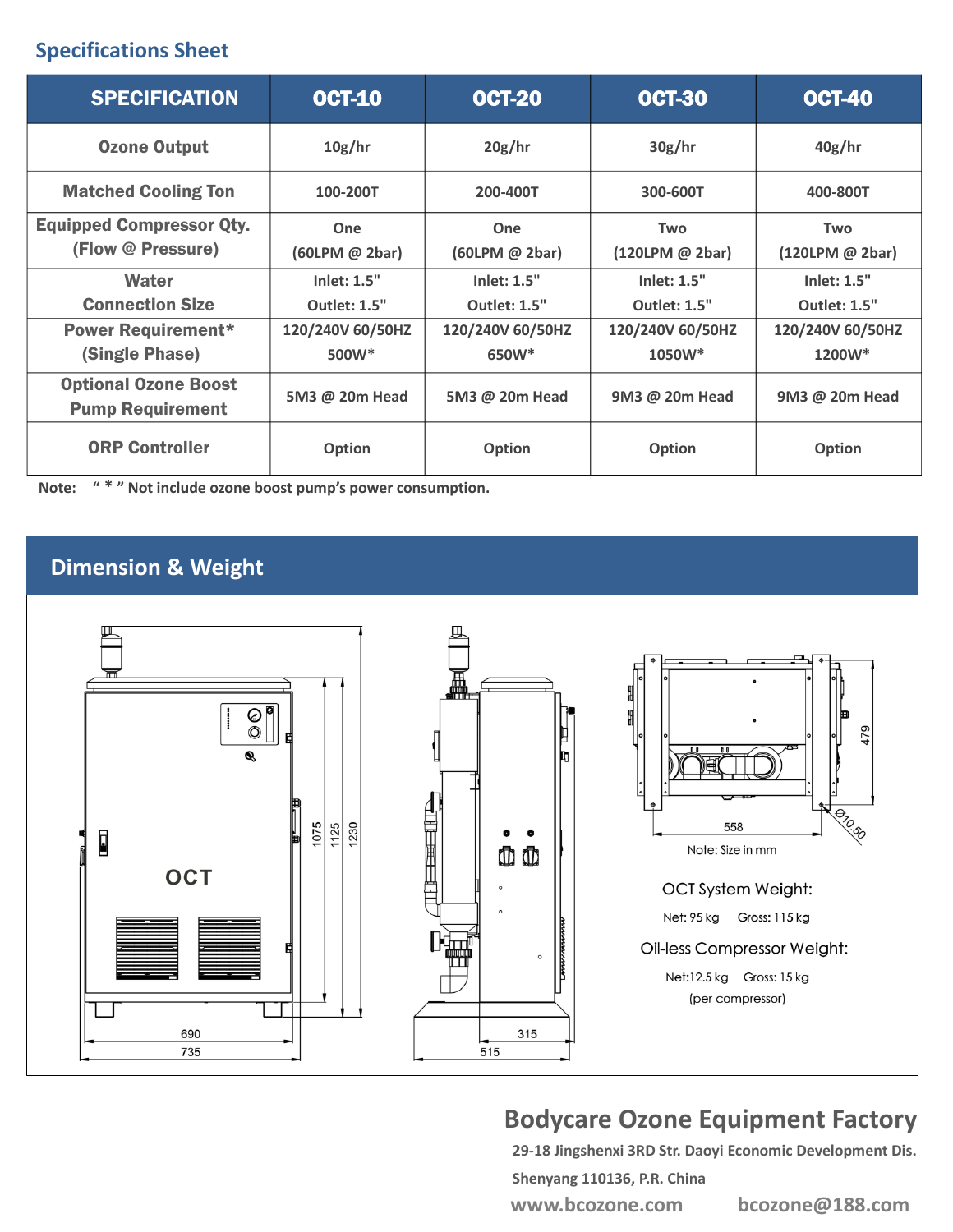## Specifications Sheet

| SPECIFICATION | OCT-10 | OCT-20 | OCT-30 | OCT-40 |
|---|---|---|---|---|
| Ozone Output | 10g/hr | 20g/hr | 30g/hr | 40g/hr |
| Matched Cooling Ton | 100-200T | 200-400T | 300-600T | 400-800T |
| Equipped Compressor Qty. (Flow @ Pressure) | One (60LPM @ 2bar) | One (60LPM @ 2bar) | Two (120LPM @ 2bar) | Two (120LPM @ 2bar) |
| Water Connection Size | Inlet: 1.5" Outlet: 1.5" | Inlet: 1.5" Outlet: 1.5" | Inlet: 1.5" Outlet: 1.5" | Inlet: 1.5" Outlet: 1.5" |
| Power Requirement* (Single Phase) | 120/240V 60/50HZ 500W* | 120/240V 60/50HZ 650W* | 120/240V 60/50HZ 1050W* | 120/240V 60/50HZ 1200W* |
| Optional Ozone Boost Pump Requirement | 5M3 @ 20m Head | 5M3 @ 20m Head | 9M3 @ 20m Head | 9M3 @ 20m Head |
| ORP Controller | Option | Option | Option | Option |

Note: " * " Not include ozone boost pump's power consumption.

## Dimension & Weight

OCT

1075
1125
1230
690
735
315
515
479
558
Ø10.50

Note: Size in mm

OCT System Weight:

Net: 95 kg Gross: 115 kg

Oil-less Compressor Weight:

Net:12.5 kg Gross: 15 kg

(per compressor)

**Bodycare Ozone Equipment Factory**

29-18 Jingshenxi 3RD Str. Daoyi Economic Development Dis.

Shenyang 110136, P.R. China

www.bcozone.com bcozone@188.com